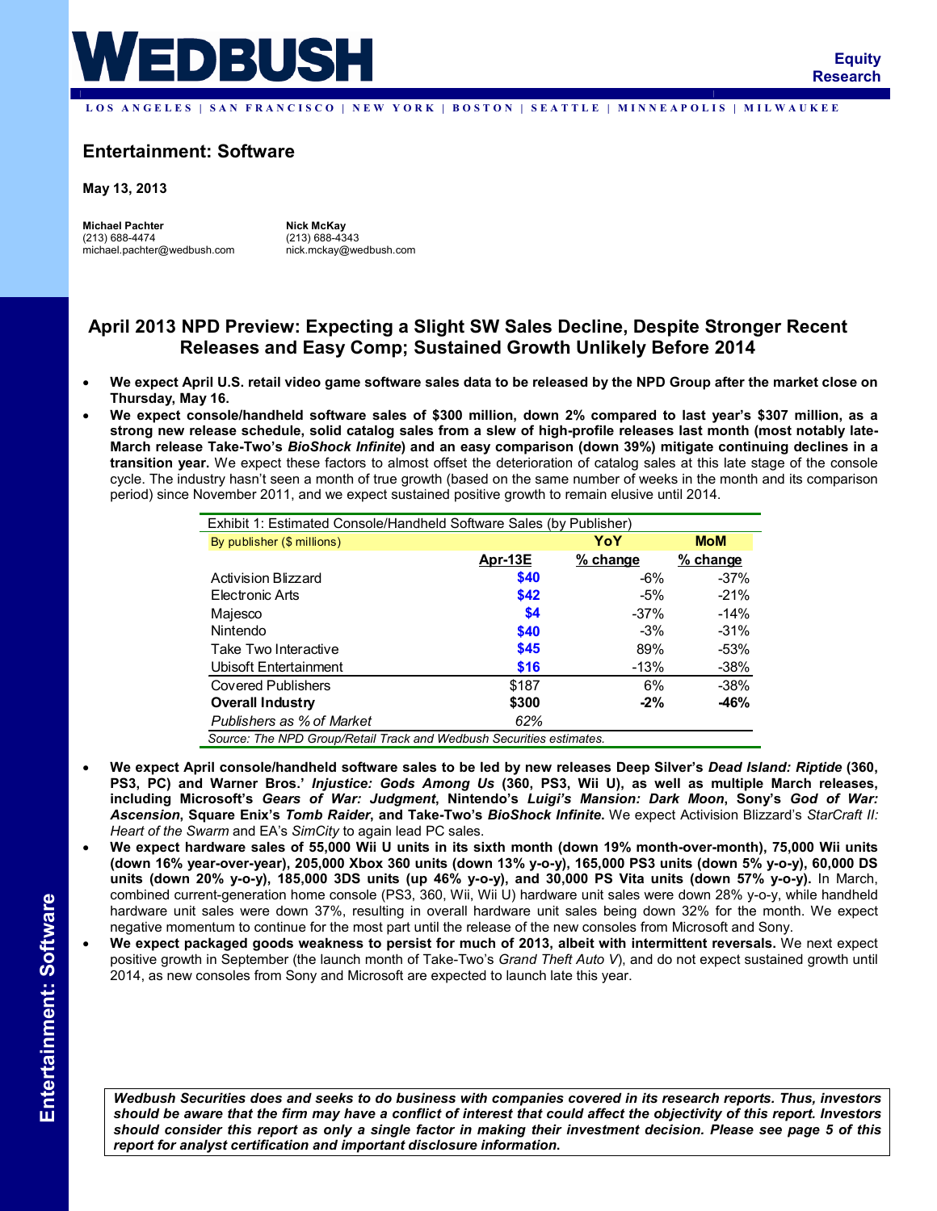# WEDBUSH

**Equity Research**

LOS ANGELES | SAN FRANCISCO | NEW YORK | BOSTON | SEATTLE | MINNEAPOLIS | MILWAUKEE

## Entertainment: Software

**May 13, 2013**

**Michael Pachter**
(213) 688-4474
michael.pachter@wedbush.com

**Nick McKay**
(213) 688-4343
nick.mckay@wedbush.com

## April 2013 NPD Preview: Expecting a Slight SW Sales Decline, Despite Stronger Recent Releases and Easy Comp; Sustained Growth Unlikely Before 2014

- **We expect April U.S. retail video game software sales data to be released by the NPD Group after the market close on Thursday, May 16.**
- **We expect console/handheld software sales of $300 million, down 2% compared to last year's $307 million, as a strong new release schedule, solid catalog sales from a slew of high-profile releases last month (most notably late-March release Take-Two's *BioShock Infinite*) and an easy comparison (down 39%) mitigate continuing declines in a transition year.** We expect these factors to almost offset the deterioration of catalog sales at this late stage of the console cycle. The industry hasn't seen a month of true growth (based on the same number of weeks in the month and its comparison period) since November 2011, and we expect sustained positive growth to remain elusive until 2014.

Exhibit 1: Estimated Console/Handheld Software Sales (by Publisher)

| By publisher ($ millions) | Apr-13E | YoY % change | MoM % change |
|---|---|---|---|
| Activision Blizzard | $40 | -6% | -37% |
| Electronic Arts | $42 | -5% | -21% |
| Majesco | $4 | -37% | -14% |
| Nintendo | $40 | -3% | -31% |
| Take Two Interactive | $45 | 89% | -53% |
| Ubisoft Entertainment | $16 | -13% | -38% |
| Covered Publishers | $187 | 6% | -38% |
| **Overall Industry** | **$300** | **-2%** | **-46%** |
| *Publishers as % of Market* | *62%* | | |

*Source: The NPD Group/Retail Track and Wedbush Securities estimates.*

- **We expect April console/handheld software sales to be led by new releases Deep Silver's *Dead Island: Riptide* (360, PS3, PC) and Warner Bros.' *Injustice: Gods Among Us* (360, PS3, Wii U), as well as multiple March releases, including Microsoft's *Gears of War: Judgment*, Nintendo's *Luigi's Mansion: Dark Moon*, Sony's *God of War: Ascension*, Square Enix's *Tomb Raider*, and Take-Two's *BioShock Infinite*.** We expect Activision Blizzard's *StarCraft II: Heart of the Swarm* and EA's *SimCity* to again lead PC sales.
- **We expect hardware sales of 55,000 Wii U units in its sixth month (down 19% month-over-month), 75,000 Wii units (down 16% year-over-year), 205,000 Xbox 360 units (down 13% y-o-y), 165,000 PS3 units (down 5% y-o-y), 60,000 DS units (down 20% y-o-y), 185,000 3DS units (up 46% y-o-y), and 30,000 PS Vita units (down 57% y-o-y).** In March, combined current-generation home console (PS3, 360, Wii, Wii U) hardware unit sales were down 28% y-o-y, while handheld hardware unit sales were down 37%, resulting in overall hardware unit sales being down 32% for the month. We expect negative momentum to continue for the most part until the release of the new consoles from Microsoft and Sony.
- **We expect packaged goods weakness to persist for much of 2013, albeit with intermittent reversals.** We next expect positive growth in September (the launch month of Take-Two's *Grand Theft Auto V*), and do not expect sustained growth until 2014, as new consoles from Sony and Microsoft are expected to launch late this year.

***Wedbush Securities does and seeks to do business with companies covered in its research reports. Thus, investors should be aware that the firm may have a conflict of interest that could affect the objectivity of this report. Investors should consider this report as only a single factor in making their investment decision. Please see page 5 of this report for analyst certification and important disclosure information.***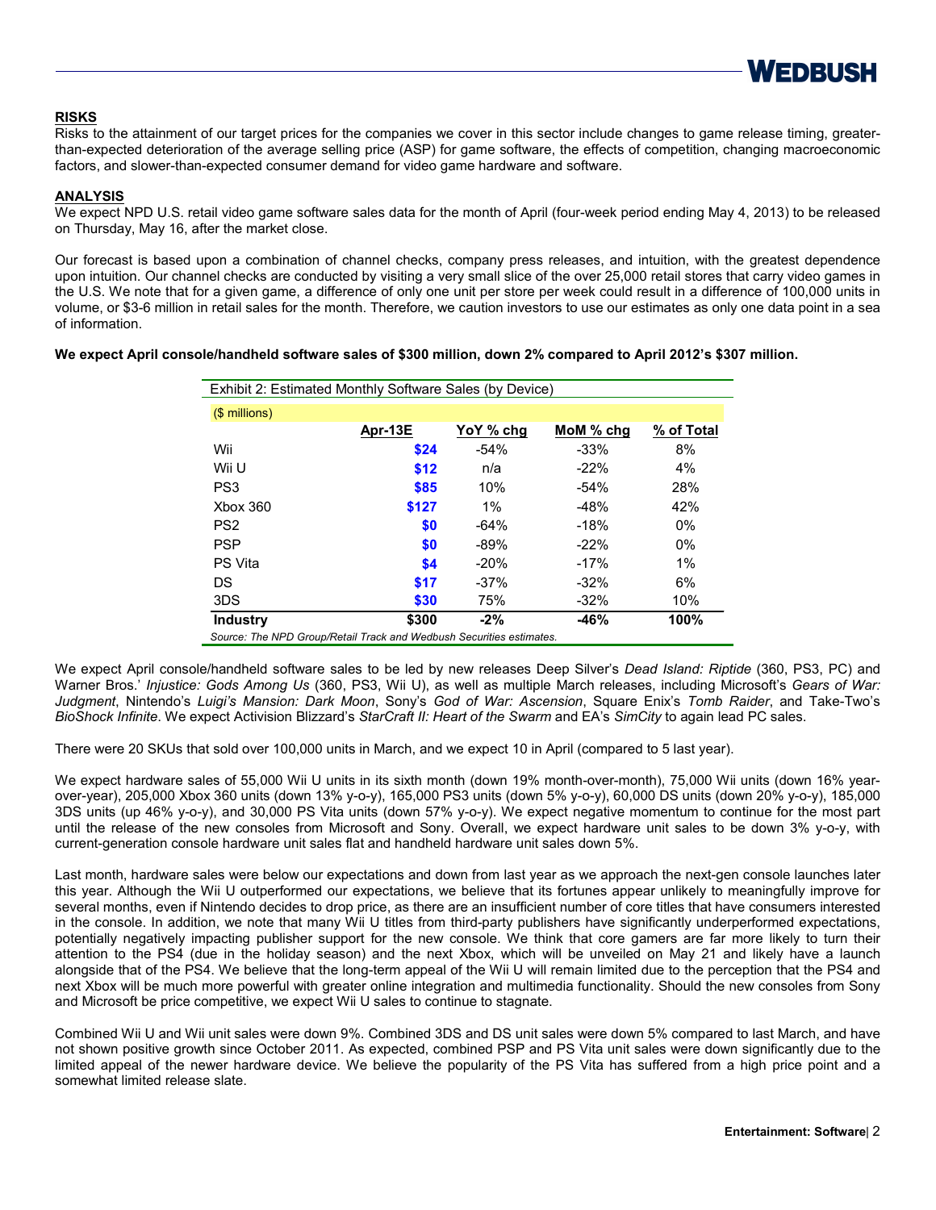## RISKS

Risks to the attainment of our target prices for the companies we cover in this sector include changes to game release timing, greater-than-expected deterioration of the average selling price (ASP) for game software, the effects of competition, changing macroeconomic factors, and slower-than-expected consumer demand for video game hardware and software.

## ANALYSIS

We expect NPD U.S. retail video game software sales data for the month of April (four-week period ending May 4, 2013) to be released on Thursday, May 16, after the market close.

Our forecast is based upon a combination of channel checks, company press releases, and intuition, with the greatest dependence upon intuition. Our channel checks are conducted by visiting a very small slice of the over 25,000 retail stores that carry video games in the U.S. We note that for a given game, a difference of only one unit per store per week could result in a difference of 100,000 units in volume, or $3-6 million in retail sales for the month. Therefore, we caution investors to use our estimates as only one data point in a sea of information.

**We expect April console/handheld software sales of $300 million, down 2% compared to April 2012's $307 million.**

Exhibit 2: Estimated Monthly Software Sales (by Device)

| ($ millions) | Apr-13E | YoY % chg | MoM % chg | % of Total |
|---|---|---|---|---|
| Wii | $24 | -54% | -33% | 8% |
| Wii U | $12 | n/a | -22% | 4% |
| PS3 | $85 | 10% | -54% | 28% |
| Xbox 360 | $127 | 1% | -48% | 42% |
| PS2 | $0 | -64% | -18% | 0% |
| PSP | $0 | -89% | -22% | 0% |
| PS Vita | $4 | -20% | -17% | 1% |
| DS | $17 | -37% | -32% | 6% |
| 3DS | $30 | 75% | -32% | 10% |
| **Industry** | **$300** | **-2%** | **-46%** | **100%** |

*Source: The NPD Group/Retail Track and Wedbush Securities estimates.*

We expect April console/handheld software sales to be led by new releases Deep Silver's *Dead Island: Riptide* (360, PS3, PC) and Warner Bros.' *Injustice: Gods Among Us* (360, PS3, Wii U), as well as multiple March releases, including Microsoft's *Gears of War: Judgment*, Nintendo's *Luigi's Mansion: Dark Moon*, Sony's *God of War: Ascension*, Square Enix's *Tomb Raider*, and Take-Two's *BioShock Infinite*. We expect Activision Blizzard's *StarCraft II: Heart of the Swarm* and EA's *SimCity* to again lead PC sales.

There were 20 SKUs that sold over 100,000 units in March, and we expect 10 in April (compared to 5 last year).

We expect hardware sales of 55,000 Wii U units in its sixth month (down 19% month-over-month), 75,000 Wii units (down 16% year-over-year), 205,000 Xbox 360 units (down 13% y-o-y), 165,000 PS3 units (down 5% y-o-y), 60,000 DS units (down 20% y-o-y), 185,000 3DS units (up 46% y-o-y), and 30,000 PS Vita units (down 57% y-o-y). We expect negative momentum to continue for the most part until the release of the new consoles from Microsoft and Sony. Overall, we expect hardware unit sales to be down 3% y-o-y, with current-generation console hardware unit sales flat and handheld hardware unit sales down 5%.

Last month, hardware sales were below our expectations and down from last year as we approach the next-gen console launches later this year. Although the Wii U outperformed our expectations, we believe that its fortunes appear unlikely to meaningfully improve for several months, even if Nintendo decides to drop price, as there are an insufficient number of core titles that have consumers interested in the console. In addition, we note that many Wii U titles from third-party publishers have significantly underperformed expectations, potentially negatively impacting publisher support for the new console. We think that core gamers are far more likely to turn their attention to the PS4 (due in the holiday season) and the next Xbox, which will be unveiled on May 21 and likely have a launch alongside that of the PS4. We believe that the long-term appeal of the Wii U will remain limited due to the perception that the PS4 and next Xbox will be much more powerful with greater online integration and multimedia functionality. Should the new consoles from Sony and Microsoft be price competitive, we expect Wii U sales to continue to stagnate.

Combined Wii U and Wii unit sales were down 9%. Combined 3DS and DS unit sales were down 5% compared to last March, and have not shown positive growth since October 2011. As expected, combined PSP and PS Vita unit sales were down significantly due to the limited appeal of the newer hardware device. We believe the popularity of the PS Vita has suffered from a high price point and a somewhat limited release slate.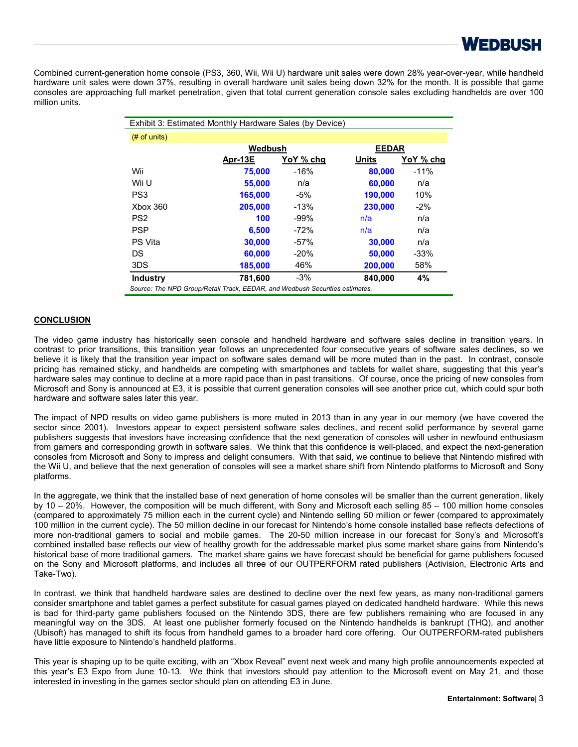Combined current-generation home console (PS3, 360, Wii, Wii U) hardware unit sales were down 28% year-over-year, while handheld hardware unit sales were down 37%, resulting in overall hardware unit sales being down 32% for the month. It is possible that game consoles are approaching full market penetration, given that total current generation console sales excluding handhelds are over 100 million units.

Exhibit 3: Estimated Monthly Hardware Sales (by Device)

| (# of units) | Wedbush | | EEDAR | |
|---|---|---|---|---|
| | Apr-13E | YoY % chg | Units | YoY % chg |
| Wii | 75,000 | -16% | 80,000 | -11% |
| Wii U | 55,000 | n/a | 60,000 | n/a |
| PS3 | 165,000 | -5% | 190,000 | 10% |
| Xbox 360 | 205,000 | -13% | 230,000 | -2% |
| PS2 | 100 | -99% | n/a | n/a |
| PSP | 6,500 | -72% | n/a | n/a |
| PS Vita | 30,000 | -57% | 30,000 | n/a |
| DS | 60,000 | -20% | 50,000 | -33% |
| 3DS | 185,000 | 46% | 200,000 | 58% |
| **Industry** | 781,600 | -3% | 840,000 | 4% |

*Source: The NPD Group/Retail Track, EEDAR, and Wedbush Securities estimates.*

## CONCLUSION

The video game industry has historically seen console and handheld hardware and software sales decline in transition years. In contrast to prior transitions, this transition year follows an unprecedented four consecutive years of software sales declines, so we believe it is likely that the transition year impact on software sales demand will be more muted than in the past. In contrast, console pricing has remained sticky, and handhelds are competing with smartphones and tablets for wallet share, suggesting that this year's hardware sales may continue to decline at a more rapid pace than in past transitions. Of course, once the pricing of new consoles from Microsoft and Sony is announced at E3, it is possible that current generation consoles will see another price cut, which could spur both hardware and software sales later this year.

The impact of NPD results on video game publishers is more muted in 2013 than in any year in our memory (we have covered the sector since 2001). Investors appear to expect persistent software sales declines, and recent solid performance by several game publishers suggests that investors have increasing confidence that the next generation of consoles will usher in newfound enthusiasm from gamers and corresponding growth in software sales. We think that this confidence is well-placed, and expect the next-generation consoles from Microsoft and Sony to impress and delight consumers. With that said, we continue to believe that Nintendo misfired with the Wii U, and believe that the next generation of consoles will see a market share shift from Nintendo platforms to Microsoft and Sony platforms.

In the aggregate, we think that the installed base of next generation of home consoles will be smaller than the current generation, likely by 10 – 20%. However, the composition will be much different, with Sony and Microsoft each selling 85 – 100 million home consoles (compared to approximately 75 million each in the current cycle) and Nintendo selling 50 million or fewer (compared to approximately 100 million in the current cycle). The 50 million decline in our forecast for Nintendo's home console installed base reflects defections of more non-traditional gamers to social and mobile games. The 20-50 million increase in our forecast for Sony's and Microsoft's combined installed base reflects our view of healthy growth for the addressable market plus some market share gains from Nintendo's historical base of more traditional gamers. The market share gains we have forecast should be beneficial for game publishers focused on the Sony and Microsoft platforms, and includes all three of our OUTPERFORM rated publishers (Activision, Electronic Arts and Take-Two).

In contrast, we think that handheld hardware sales are destined to decline over the next few years, as many non-traditional gamers consider smartphone and tablet games a perfect substitute for casual games played on dedicated handheld hardware. While this news is bad for third-party game publishers focused on the Nintendo 3DS, there are few publishers remaining who are focused in any meaningful way on the 3DS. At least one publisher formerly focused on the Nintendo handhelds is bankrupt (THQ), and another (Ubisoft) has managed to shift its focus from handheld games to a broader hard core offering. Our OUTPERFORM-rated publishers have little exposure to Nintendo's handheld platforms.

This year is shaping up to be quite exciting, with an "Xbox Reveal" event next week and many high profile announcements expected at this year's E3 Expo from June 10-13. We think that investors should pay attention to the Microsoft event on May 21, and those interested in investing in the games sector should plan on attending E3 in June.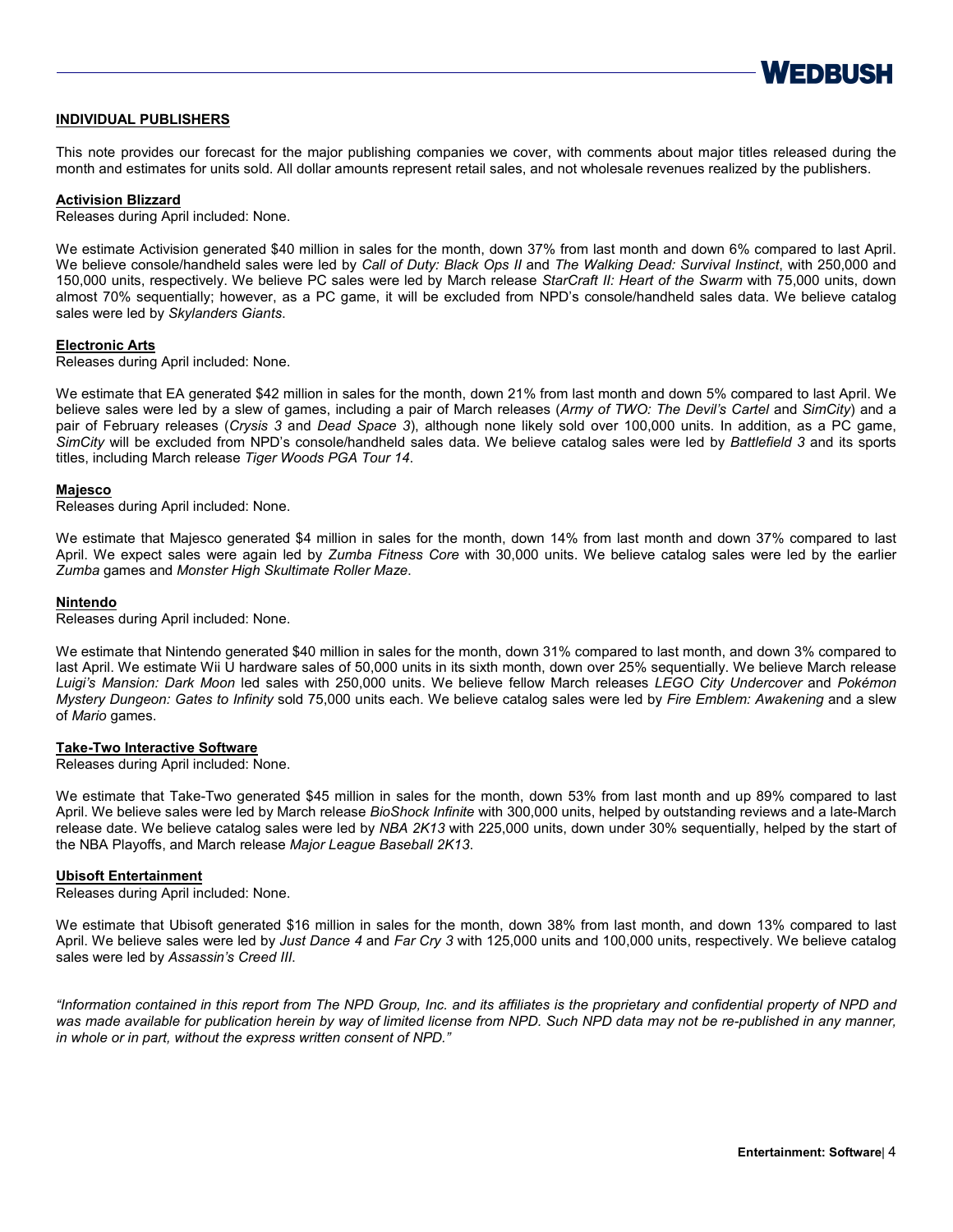## INDIVIDUAL PUBLISHERS

This note provides our forecast for the major publishing companies we cover, with comments about major titles released during the month and estimates for units sold. All dollar amounts represent retail sales, and not wholesale revenues realized by the publishers.

### Activision Blizzard

Releases during April included: None.

We estimate Activision generated $40 million in sales for the month, down 37% from last month and down 6% compared to last April. We believe console/handheld sales were led by *Call of Duty: Black Ops II* and *The Walking Dead: Survival Instinct*, with 250,000 and 150,000 units, respectively. We believe PC sales were led by March release *StarCraft II: Heart of the Swarm* with 75,000 units, down almost 70% sequentially; however, as a PC game, it will be excluded from NPD's console/handheld sales data. We believe catalog sales were led by *Skylanders Giants*.

### Electronic Arts

Releases during April included: None.

We estimate that EA generated $42 million in sales for the month, down 21% from last month and down 5% compared to last April. We believe sales were led by a slew of games, including a pair of March releases (*Army of TWO: The Devil's Cartel* and *SimCity*) and a pair of February releases (*Crysis 3* and *Dead Space 3*), although none likely sold over 100,000 units. In addition, as a PC game, *SimCity* will be excluded from NPD's console/handheld sales data. We believe catalog sales were led by *Battlefield 3* and its sports titles, including March release *Tiger Woods PGA Tour 14*.

### Majesco

Releases during April included: None.

We estimate that Majesco generated $4 million in sales for the month, down 14% from last month and down 37% compared to last April. We expect sales were again led by *Zumba Fitness Core* with 30,000 units. We believe catalog sales were led by the earlier *Zumba* games and *Monster High Skultimate Roller Maze*.

### Nintendo

Releases during April included: None.

We estimate that Nintendo generated $40 million in sales for the month, down 31% compared to last month, and down 3% compared to last April. We estimate Wii U hardware sales of 50,000 units in its sixth month, down over 25% sequentially. We believe March release *Luigi's Mansion: Dark Moon* led sales with 250,000 units. We believe fellow March releases *LEGO City Undercover* and *Pokémon Mystery Dungeon: Gates to Infinity* sold 75,000 units each. We believe catalog sales were led by *Fire Emblem: Awakening* and a slew of *Mario* games.

### Take-Two Interactive Software

Releases during April included: None.

We estimate that Take-Two generated $45 million in sales for the month, down 53% from last month and up 89% compared to last April. We believe sales were led by March release *BioShock Infinite* with 300,000 units, helped by outstanding reviews and a late-March release date. We believe catalog sales were led by *NBA 2K13* with 225,000 units, down under 30% sequentially, helped by the start of the NBA Playoffs, and March release *Major League Baseball 2K13*.

### Ubisoft Entertainment

Releases during April included: None.

We estimate that Ubisoft generated $16 million in sales for the month, down 38% from last month, and down 13% compared to last April. We believe sales were led by *Just Dance 4* and *Far Cry 3* with 125,000 units and 100,000 units, respectively. We believe catalog sales were led by *Assassin's Creed III*.

*"Information contained in this report from The NPD Group, Inc. and its affiliates is the proprietary and confidential property of NPD and was made available for publication herein by way of limited license from NPD. Such NPD data may not be re-published in any manner, in whole or in part, without the express written consent of NPD."*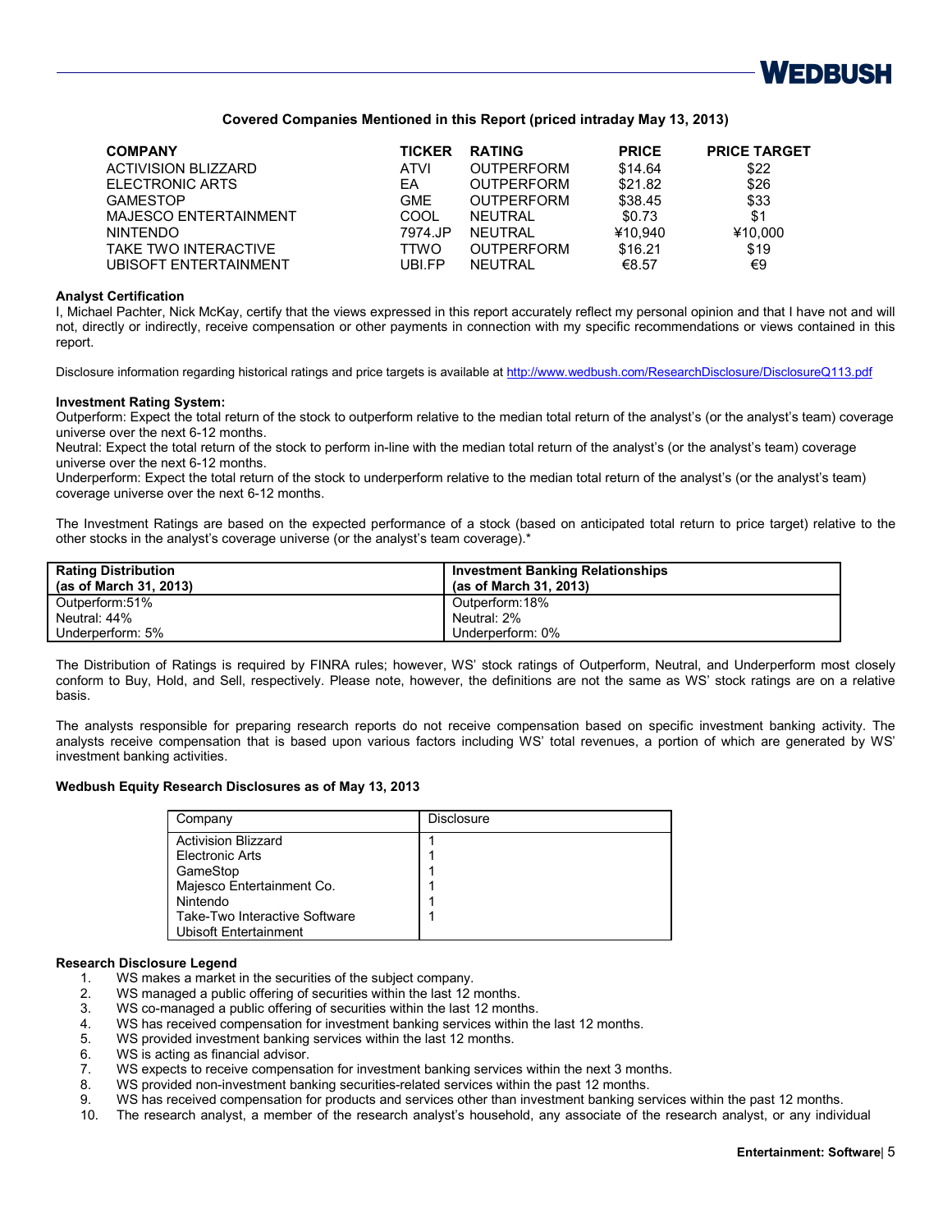**Covered Companies Mentioned in this Report (priced intraday May 13, 2013)**

| COMPANY | TICKER | RATING | PRICE | PRICE TARGET |
|---|---|---|---|---|
| ACTIVISION BLIZZARD | ATVI | OUTPERFORM | $14.64 | $22 |
| ELECTRONIC ARTS | EA | OUTPERFORM | $21.82 | $26 |
| GAMESTOP | GME | OUTPERFORM | $38.45 | $33 |
| MAJESCO ENTERTAINMENT | COOL | NEUTRAL | $0.73 | $1 |
| NINTENDO | 7974.JP | NEUTRAL | ¥10,940 | ¥10,000 |
| TAKE TWO INTERACTIVE | TTWO | OUTPERFORM | $16.21 | $19 |
| UBISOFT ENTERTAINMENT | UBI.FP | NEUTRAL | €8.57 | €9 |

**Analyst Certification**

I, Michael Pachter, Nick McKay, certify that the views expressed in this report accurately reflect my personal opinion and that I have not and will not, directly or indirectly, receive compensation or other payments in connection with my specific recommendations or views contained in this report.

Disclosure information regarding historical ratings and price targets is available at http://www.wedbush.com/ResearchDisclosure/DisclosureQ113.pdf

**Investment Rating System:**

Outperform: Expect the total return of the stock to outperform relative to the median total return of the analyst's (or the analyst's team) coverage universe over the next 6-12 months.

Neutral: Expect the total return of the stock to perform in-line with the median total return of the analyst's (or the analyst's team) coverage universe over the next 6-12 months.

Underperform: Expect the total return of the stock to underperform relative to the median total return of the analyst's (or the analyst's team) coverage universe over the next 6-12 months.

The Investment Ratings are based on the expected performance of a stock (based on anticipated total return to price target) relative to the other stocks in the analyst's coverage universe (or the analyst's team coverage).*

| Rating Distribution (as of March 31, 2013) | Investment Banking Relationships (as of March 31, 2013) |
|---|---|
| Outperform:51% | Outperform:18% |
| Neutral: 44% | Neutral: 2% |
| Underperform: 5% | Underperform: 0% |

The Distribution of Ratings is required by FINRA rules; however, WS' stock ratings of Outperform, Neutral, and Underperform most closely conform to Buy, Hold, and Sell, respectively. Please note, however, the definitions are not the same as WS' stock ratings are on a relative basis.

The analysts responsible for preparing research reports do not receive compensation based on specific investment banking activity. The analysts receive compensation that is based upon various factors including WS' total revenues, a portion of which are generated by WS' investment banking activities.

**Wedbush Equity Research Disclosures as of May 13, 2013**

| Company | Disclosure |
|---|---|
| Activision Blizzard | 1 |
| Electronic Arts | 1 |
| GameStop | 1 |
| Majesco Entertainment Co. | 1 |
| Nintendo | 1 |
| Take-Two Interactive Software | 1 |
| Ubisoft Entertainment | |

**Research Disclosure Legend**

1. WS makes a market in the securities of the subject company.
2. WS managed a public offering of securities within the last 12 months.
3. WS co-managed a public offering of securities within the last 12 months.
4. WS has received compensation for investment banking services within the last 12 months.
5. WS provided investment banking services within the last 12 months.
6. WS is acting as financial advisor.
7. WS expects to receive compensation for investment banking services within the next 3 months.
8. WS provided non-investment banking securities-related services within the past 12 months.
9. WS has received compensation for products and services other than investment banking services within the past 12 months.
10. The research analyst, a member of the research analyst's household, any associate of the research analyst, or any individual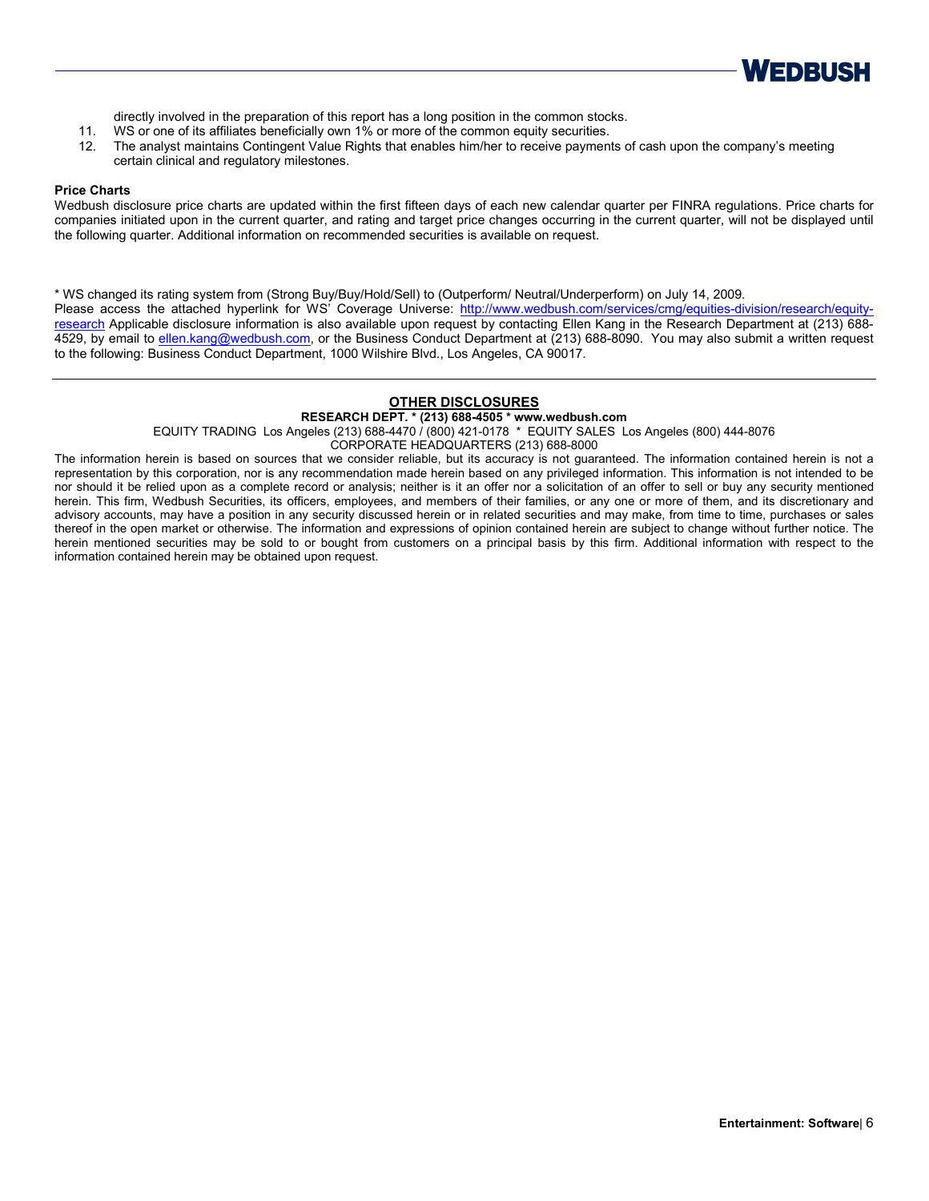directly involved in the preparation of this report has a long position in the common stocks.

11. WS or one of its affiliates beneficially own 1% or more of the common equity securities.
12. The analyst maintains Contingent Value Rights that enables him/her to receive payments of cash upon the company's meeting certain clinical and regulatory milestones.

**Price Charts**

Wedbush disclosure price charts are updated within the first fifteen days of each new calendar quarter per FINRA regulations. Price charts for companies initiated upon in the current quarter, and rating and target price changes occurring in the current quarter, will not be displayed until the following quarter. Additional information on recommended securities is available on request.

* WS changed its rating system from (Strong Buy/Buy/Hold/Sell) to (Outperform/ Neutral/Underperform) on July 14, 2009.

Please access the attached hyperlink for WS' Coverage Universe: http://www.wedbush.com/services/cmg/equities-division/research/equity-research Applicable disclosure information is also available upon request by contacting Ellen Kang in the Research Department at (213) 688-4529, by email to ellen.kang@wedbush.com, or the Business Conduct Department at (213) 688-8090. You may also submit a written request to the following: Business Conduct Department, 1000 Wilshire Blvd., Los Angeles, CA 90017.

---

## OTHER DISCLOSURES

**RESEARCH DEPT. * (213) 688-4505 * www.wedbush.com**

EQUITY TRADING Los Angeles (213) 688-4470 / (800) 421-0178 * EQUITY SALES Los Angeles (800) 444-8076

CORPORATE HEADQUARTERS (213) 688-8000

The information herein is based on sources that we consider reliable, but its accuracy is not guaranteed. The information contained herein is not a representation by this corporation, nor is any recommendation made herein based on any privileged information. This information is not intended to be nor should it be relied upon as a complete record or analysis; neither is it an offer nor a solicitation of an offer to sell or buy any security mentioned herein. This firm, Wedbush Securities, its officers, employees, and members of their families, or any one or more of them, and its discretionary and advisory accounts, may have a position in any security discussed herein or in related securities and may make, from time to time, purchases or sales thereof in the open market or otherwise. The information and expressions of opinion contained herein are subject to change without further notice. The herein mentioned securities may be sold to or bought from customers on a principal basis by this firm. Additional information with respect to the information contained herein may be obtained upon request.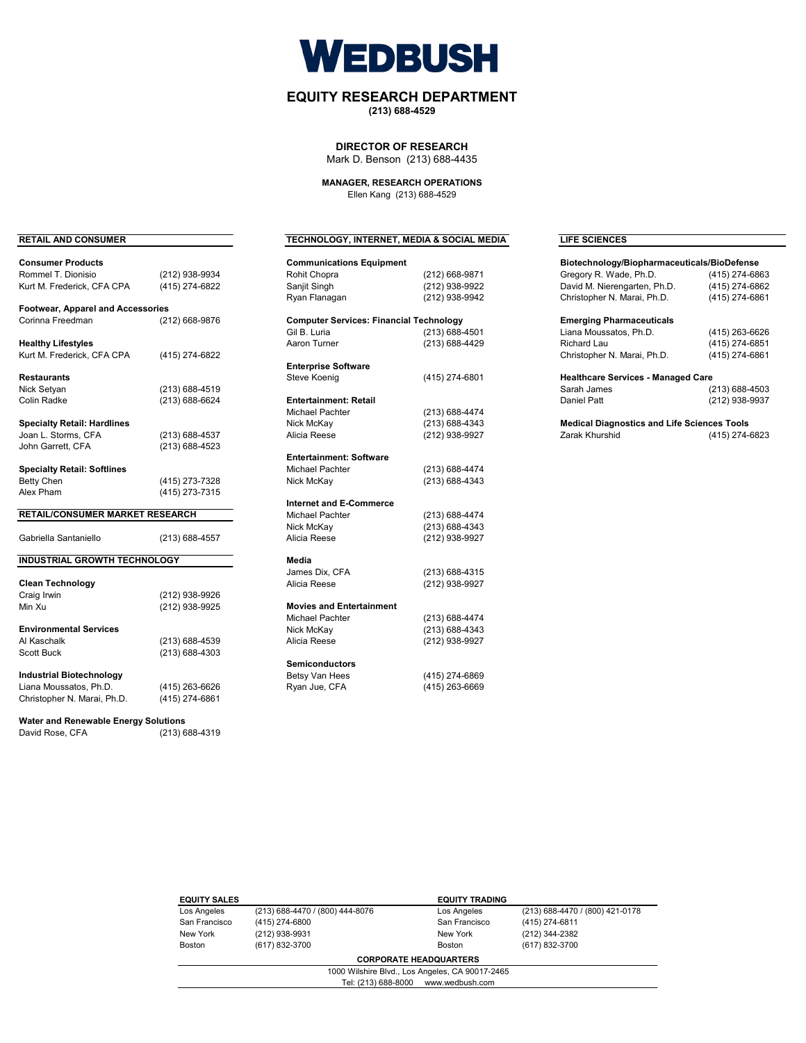# WEDBUSH

## EQUITY RESEARCH DEPARTMENT

**(213) 688-4529**

**DIRECTOR OF RESEARCH**
Mark D. Benson (213) 688-4435

**MANAGER, RESEARCH OPERATIONS**
Ellen Kang (213) 688-4529

### RETAIL AND CONSUMER

**Consumer Products**

| | |
|---|---|
| Rommel T. Dionisio | (212) 938-9934 |
| Kurt M. Frederick, CFA CPA | (415) 274-6822 |

**Footwear, Apparel and Accessories**

| | |
|---|---|
| Corinna Freedman | (212) 668-9876 |

**Healthy Lifestyles**

| | |
|---|---|
| Kurt M. Frederick, CFA CPA | (415) 274-6822 |

**Restaurants**

| | |
|---|---|
| Nick Setyan | (213) 688-4519 |
| Colin Radke | (213) 688-6624 |

**Specialty Retail: Hardlines**

| | |
|---|---|
| Joan L. Storms, CFA | (213) 688-4537 |
| John Garrett, CFA | (213) 688-4523 |

**Specialty Retail: Softlines**

| | |
|---|---|
| Betty Chen | (415) 273-7328 |
| Alex Pham | (415) 273-7315 |

### RETAIL/CONSUMER MARKET RESEARCH

| | |
|---|---|
| Gabriella Santaniello | (213) 688-4557 |

### INDUSTRIAL GROWTH TECHNOLOGY

**Clean Technology**

| | |
|---|---|
| Craig Irwin | (212) 938-9926 |
| Min Xu | (212) 938-9925 |

**Environmental Services**

| | |
|---|---|
| Al Kaschalk | (213) 688-4539 |
| Scott Buck | (213) 688-4303 |

**Industrial Biotechnology**

| | |
|---|---|
| Liana Moussatos, Ph.D. | (415) 263-6626 |
| Christopher N. Marai, Ph.D. | (415) 274-6861 |

**Water and Renewable Energy Solutions**

| | |
|---|---|
| David Rose, CFA | (213) 688-4319 |

### TECHNOLOGY, INTERNET, MEDIA & SOCIAL MEDIA

**Communications Equipment**

| | |
|---|---|
| Rohit Chopra | (212) 668-9871 |
| Sanjit Singh | (212) 938-9922 |
| Ryan Flanagan | (212) 938-9942 |

**Computer Services: Financial Technology**

| | |
|---|---|
| Gil B. Luria | (213) 688-4501 |
| Aaron Turner | (213) 688-4429 |

**Enterprise Software**

| | |
|---|---|
| Steve Koenig | (415) 274-6801 |

**Entertainment: Retail**

| | |
|---|---|
| Michael Pachter | (213) 688-4474 |
| Nick McKay | (213) 688-4343 |
| Alicia Reese | (212) 938-9927 |

**Entertainment: Software**

| | |
|---|---|
| Michael Pachter | (213) 688-4474 |
| Nick McKay | (213) 688-4343 |

**Internet and E-Commerce**

| | |
|---|---|
| Michael Pachter | (213) 688-4474 |
| Nick McKay | (213) 688-4343 |
| Alicia Reese | (212) 938-9927 |

**Media**

| | |
|---|---|
| James Dix, CFA | (213) 688-4315 |
| Alicia Reese | (212) 938-9927 |

**Movies and Entertainment**

| | |
|---|---|
| Michael Pachter | (213) 688-4474 |
| Nick McKay | (213) 688-4343 |
| Alicia Reese | (212) 938-9927 |

**Semiconductors**

| | |
|---|---|
| Betsy Van Hees | (415) 274-6869 |
| Ryan Jue, CFA | (415) 263-6669 |

### LIFE SCIENCES

**Biotechnology/Biopharmaceuticals/BioDefense**

| | |
|---|---|
| Gregory R. Wade, Ph.D. | (415) 274-6863 |
| David M. Nierengarten, Ph.D. | (415) 274-6862 |
| Christopher N. Marai, Ph.D. | (415) 274-6861 |

**Emerging Pharmaceuticals**

| | |
|---|---|
| Liana Moussatos, Ph.D. | (415) 263-6626 |
| Richard Lau | (415) 274-6851 |
| Christopher N. Marai, Ph.D. | (415) 274-6861 |

**Healthcare Services - Managed Care**

| | |
|---|---|
| Sarah James | (213) 688-4503 |
| Daniel Patt | (212) 938-9937 |

**Medical Diagnostics and Life Sciences Tools**

| | |
|---|---|
| Zarak Khurshid | (415) 274-6823 |

| EQUITY SALES | | EQUITY TRADING | |
|---|---|---|---|
| Los Angeles | (213) 688-4470 / (800) 444-8076 | Los Angeles | (213) 688-4470 / (800) 421-0178 |
| San Francisco | (415) 274-6800 | San Francisco | (415) 274-6811 |
| New York | (212) 938-9931 | New York | (212) 344-2382 |
| Boston | (617) 832-3700 | Boston | (617) 832-3700 |

**CORPORATE HEADQUARTERS**

1000 Wilshire Blvd., Los Angeles, CA 90017-2465
Tel: (213) 688-8000 www.wedbush.com